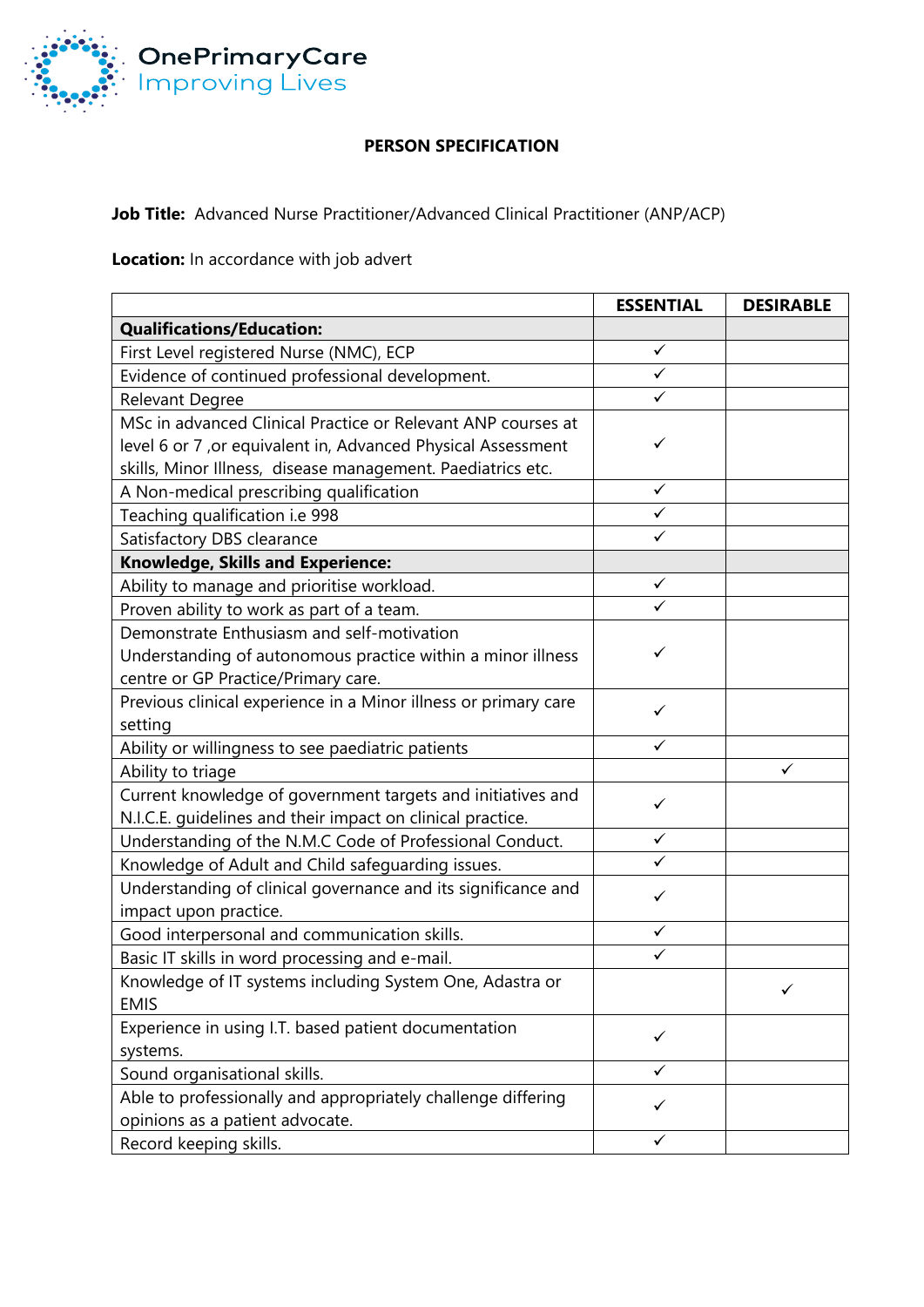OnePrimaryCare
Improving Lives

# PERSON SPECIFICATION

**Job Title:** Advanced Nurse Practitioner/Advanced Clinical Practitioner (ANP/ACP)

**Location:** In accordance with job advert

| | ESSENTIAL | DESIRABLE |
|---|---|---|
| **Qualifications/Education:** | | |
| First Level registered Nurse (NMC), ECP | ✓ | |
| Evidence of continued professional development. | ✓ | |
| Relevant Degree | ✓ | |
| MSc in advanced Clinical Practice or Relevant ANP courses at level 6 or 7 ,or equivalent in, Advanced Physical Assessment skills, Minor Illness, disease management. Paediatrics etc. | ✓ | |
| A Non-medical prescribing qualification | ✓ | |
| Teaching qualification i.e 998 | ✓ | |
| Satisfactory DBS clearance | ✓ | |
| **Knowledge, Skills and Experience:** | | |
| Ability to manage and prioritise workload. | ✓ | |
| Proven ability to work as part of a team. | ✓ | |
| Demonstrate Enthusiasm and self-motivation Understanding of autonomous practice within a minor illness centre or GP Practice/Primary care. | ✓ | |
| Previous clinical experience in a Minor illness or primary care setting | ✓ | |
| Ability or willingness to see paediatric patients | ✓ | |
| Ability to triage | | ✓ |
| Current knowledge of government targets and initiatives and N.I.C.E. guidelines and their impact on clinical practice. | ✓ | |
| Understanding of the N.M.C Code of Professional Conduct. | ✓ | |
| Knowledge of Adult and Child safeguarding issues. | ✓ | |
| Understanding of clinical governance and its significance and impact upon practice. | ✓ | |
| Good interpersonal and communication skills. | ✓ | |
| Basic IT skills in word processing and e-mail. | ✓ | |
| Knowledge of IT systems including System One, Adastra or EMIS | | ✓ |
| Experience in using I.T. based patient documentation systems. | ✓ | |
| Sound organisational skills. | ✓ | |
| Able to professionally and appropriately challenge differing opinions as a patient advocate. | ✓ | |
| Record keeping skills. | ✓ | |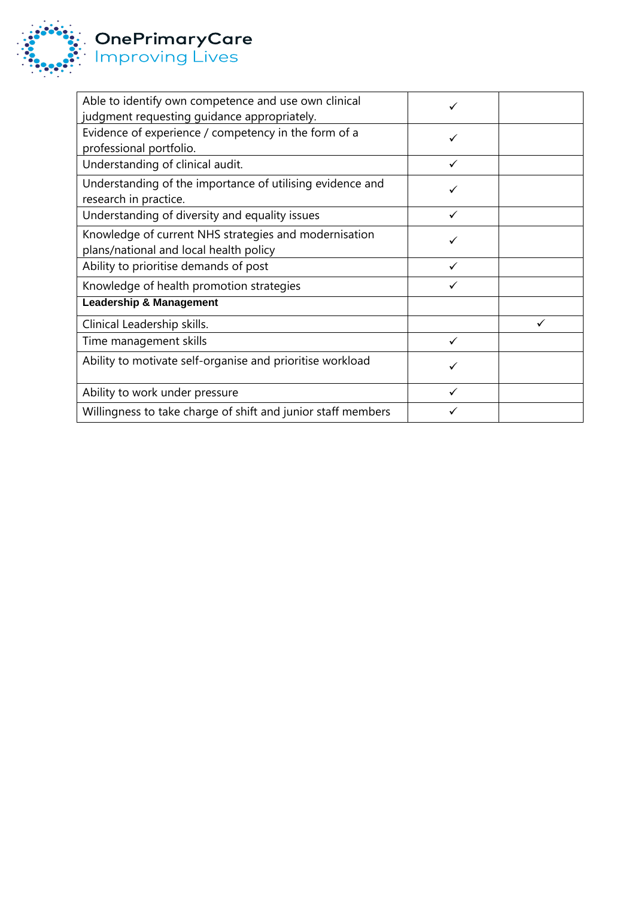| | | |
|---|---|---|
| Able to identify own competence and use own clinical judgment requesting guidance appropriately. | ✓ | |
| Evidence of experience / competency in the form of a professional portfolio. | ✓ | |
| Understanding of clinical audit. | ✓ | |
| Understanding of the importance of utilising evidence and research in practice. | ✓ | |
| Understanding of diversity and equality issues | ✓ | |
| Knowledge of current NHS strategies and modernisation plans/national and local health policy | ✓ | |
| Ability to prioritise demands of post | ✓ | |
| Knowledge of health promotion strategies | ✓ | |
| **Leadership & Management** | | |
| Clinical Leadership skills. | | ✓ |
| Time management skills | ✓ | |
| Ability to motivate self-organise and prioritise workload | ✓ | |
| Ability to work under pressure | ✓ | |
| Willingness to take charge of shift and junior staff members | ✓ | |